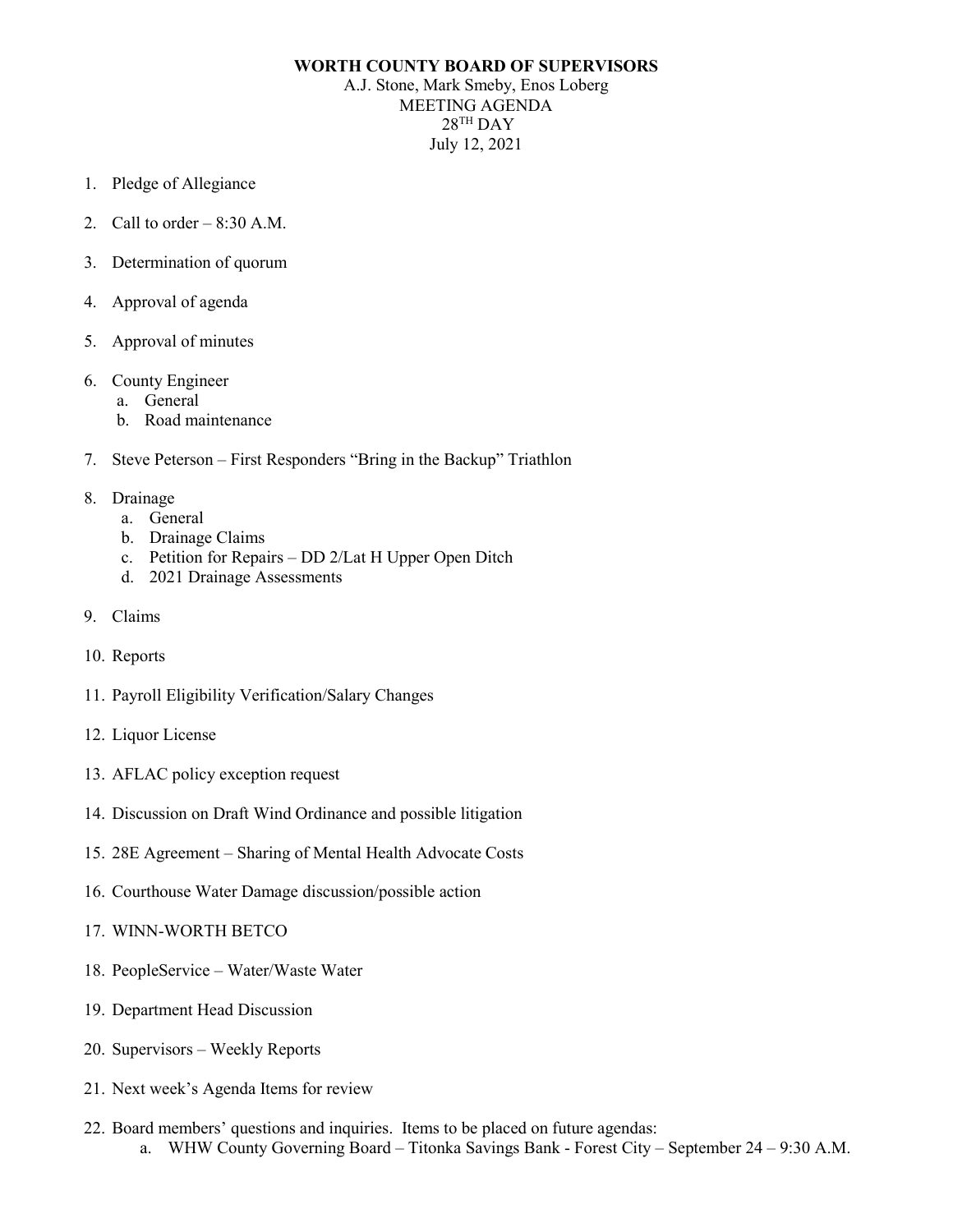**WORTH COUNTY BOARD OF SUPERVISORS**

A.J. Stone, Mark Smeby, Enos Loberg

MEETING AGENDA

28TH DAY

July 12, 2021

1. Pledge of Allegiance
2. Call to order – 8:30 A.M.
3. Determination of quorum
4. Approval of agenda
5. Approval of minutes
6. County Engineer
   a. General
   b. Road maintenance
7. Steve Peterson – First Responders "Bring in the Backup" Triathlon
8. Drainage
   a. General
   b. Drainage Claims
   c. Petition for Repairs – DD 2/Lat H Upper Open Ditch
   d. 2021 Drainage Assessments
9. Claims
10. Reports
11. Payroll Eligibility Verification/Salary Changes
12. Liquor License
13. AFLAC policy exception request
14. Discussion on Draft Wind Ordinance and possible litigation
15. 28E Agreement – Sharing of Mental Health Advocate Costs
16. Courthouse Water Damage discussion/possible action
17. WINN-WORTH BETCO
18. PeopleService – Water/Waste Water
19. Department Head Discussion
20. Supervisors – Weekly Reports
21. Next week's Agenda Items for review
22. Board members' questions and inquiries. Items to be placed on future agendas:
    a. WHW County Governing Board – Titonka Savings Bank - Forest City – September 24 – 9:30 A.M.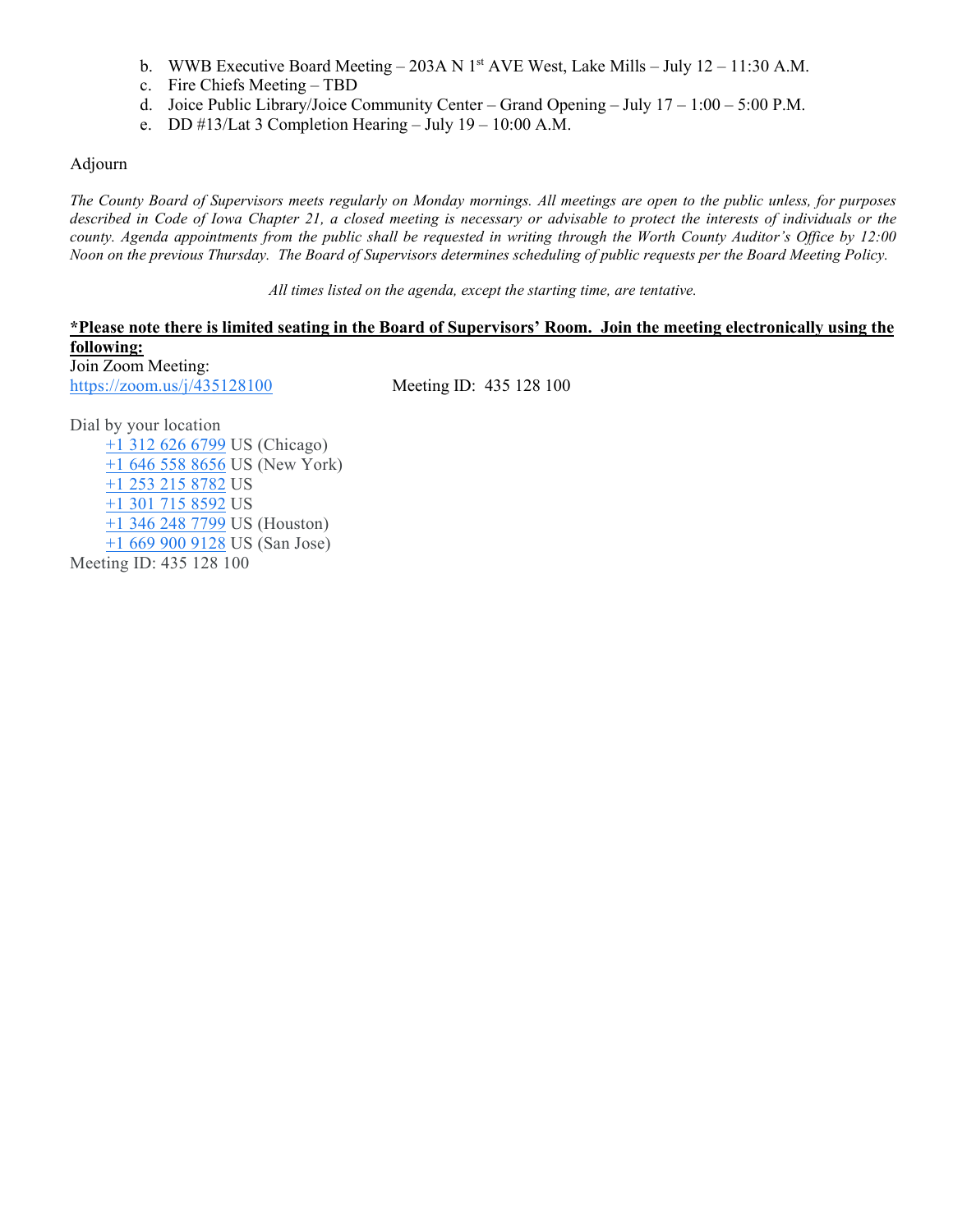b. WWB Executive Board Meeting – 203A N 1st AVE West, Lake Mills – July 12 – 11:30 A.M.
c. Fire Chiefs Meeting – TBD
d. Joice Public Library/Joice Community Center – Grand Opening – July 17 – 1:00 – 5:00 P.M.
e. DD #13/Lat 3 Completion Hearing – July 19 – 10:00 A.M.

Adjourn

*The County Board of Supervisors meets regularly on Monday mornings. All meetings are open to the public unless, for purposes described in Code of Iowa Chapter 21, a closed meeting is necessary or advisable to protect the interests of individuals or the county. Agenda appointments from the public shall be requested in writing through the Worth County Auditor's Office by 12:00 Noon on the previous Thursday. The Board of Supervisors determines scheduling of public requests per the Board Meeting Policy.*

*All times listed on the agenda, except the starting time, are tentative.*

**\*Please note there is limited seating in the Board of Supervisors' Room. Join the meeting electronically using the following:**

Join Zoom Meeting:
https://zoom.us/j/435128100 Meeting ID: 435 128 100

Dial by your location
+1 312 626 6799 US (Chicago)
+1 646 558 8656 US (New York)
+1 253 215 8782 US
+1 301 715 8592 US
+1 346 248 7799 US (Houston)
+1 669 900 9128 US (San Jose)
Meeting ID: 435 128 100